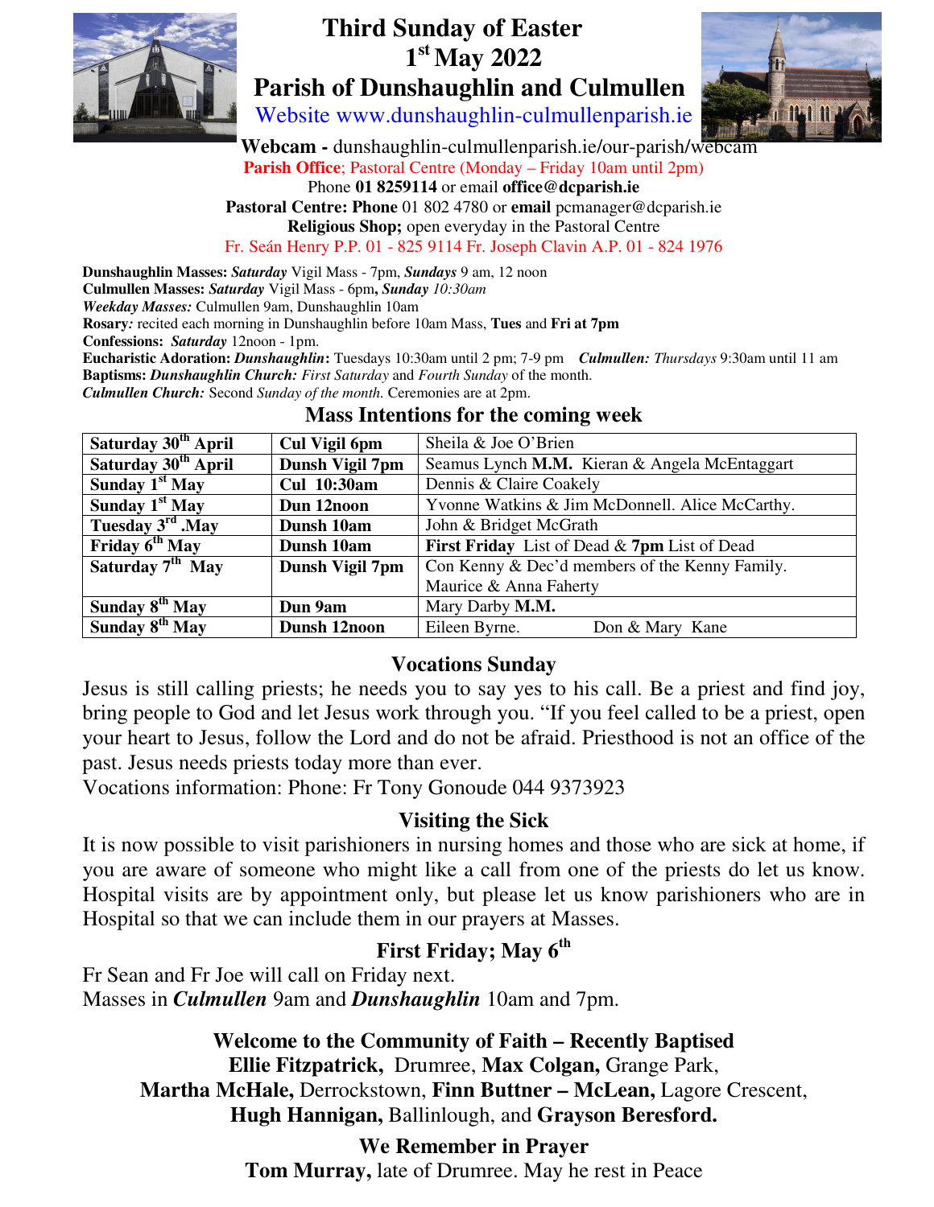# Third Sunday of Easter
## 1st May 2022
## Parish of Dunshaughlin and Culmullen

Website www.dunshaughlin-culmullenparish.ie

**Webcam -** dunshaughlin-culmullenparish.ie/our-parish/webcam

**Parish Office**; Pastoral Centre (Monday – Friday 10am until 2pm)

Phone **01 8259114** or email **office@dcparish.ie**

**Pastoral Centre: Phone** 01 802 4780 or **email** pcmanager@dcparish.ie

**Religious Shop;** open everyday in the Pastoral Centre

Fr. Seán Henry P.P. 01 - 825 9114 Fr. Joseph Clavin A.P. 01 - 824 1976

**Dunshaughlin Masses:** ***Saturday*** Vigil Mass - 7pm, ***Sundays*** 9 am, 12 noon
**Culmullen Masses:** ***Saturday*** Vigil Mass - 6pm**,** ***Sunday*** *10:30am*
***Weekday Masses:*** Culmullen 9am, Dunshaughlin 10am
**Rosary***:* recited each morning in Dunshaughlin before 10am Mass, **Tues** and **Fri at 7pm**
**Confessions:** ***Saturday*** 12noon - 1pm.
**Eucharistic Adoration:** ***Dunshaughlin*****:** Tuesdays 10:30am until 2 pm; 7-9 pm ***Culmullen:*** *Thursdays* 9:30am until 11 am
**Baptisms:** ***Dunshaughlin Church:*** *First Saturday* and *Fourth Sunday* of the month.
***Culmullen Church:*** Second *Sunday of the month.* Ceremonies are at 2pm.

### Mass Intentions for the coming week

| | | |
|---|---|---|
| **Saturday 30th April** | **Cul Vigil 6pm** | Sheila & Joe O'Brien |
| **Saturday 30th April** | **Dunsh Vigil 7pm** | Seamus Lynch **M.M.** Kieran & Angela McEntaggart |
| **Sunday 1st May** | **Cul 10:30am** | Dennis & Claire Coakely |
| **Sunday 1st May** | **Dun 12noon** | Yvonne Watkins & Jim McDonnell. Alice McCarthy. |
| **Tuesday 3rd .May** | **Dunsh 10am** | John & Bridget McGrath |
| **Friday 6th May** | **Dunsh 10am** | **First Friday** List of Dead & **7pm** List of Dead |
| **Saturday 7th May** | **Dunsh Vigil 7pm** | Con Kenny & Dec'd members of the Kenny Family. Maurice & Anna Faherty |
| **Sunday 8th May** | **Dun 9am** | Mary Darby **M.M.** |
| **Sunday 8th May** | **Dunsh 12noon** | Eileen Byrne. Don & Mary Kane |

### Vocations Sunday

Jesus is still calling priests; he needs you to say yes to his call. Be a priest and find joy, bring people to God and let Jesus work through you. "If you feel called to be a priest, open your heart to Jesus, follow the Lord and do not be afraid. Priesthood is not an office of the past. Jesus needs priests today more than ever.

Vocations information: Phone: Fr Tony Gonoude 044 9373923

### Visiting the Sick

It is now possible to visit parishioners in nursing homes and those who are sick at home, if you are aware of someone who might like a call from one of the priests do let us know. Hospital visits are by appointment only, but please let us know parishioners who are in Hospital so that we can include them in our prayers at Masses.

### First Friday; May 6th

Fr Sean and Fr Joe will call on Friday next.
Masses in ***Culmullen*** 9am and ***Dunshaughlin*** 10am and 7pm.

### Welcome to the Community of Faith – Recently Baptised

**Ellie Fitzpatrick,** Drumree, **Max Colgan,** Grange Park, **Martha McHale,** Derrockstown, **Finn Buttner – McLean,** Lagore Crescent, **Hugh Hannigan,** Ballinlough, and **Grayson Beresford.**

### We Remember in Prayer

**Tom Murray,** late of Drumree. May he rest in Peace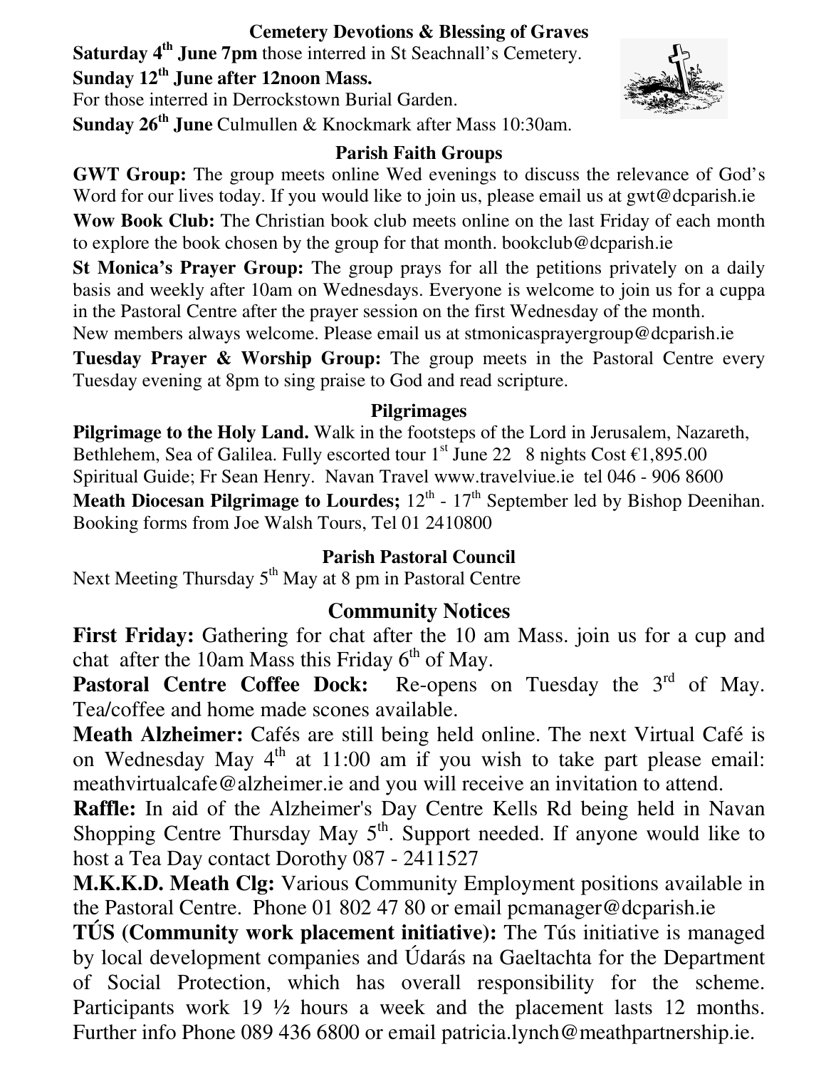### Cemetery Devotions & Blessing of Graves

**Saturday 4th June 7pm** those interred in St Seachnall's Cemetery.

**Sunday 12th June after 12noon Mass.**
For those interred in Derrockstown Burial Garden.

**Sunday 26th June** Culmullen & Knockmark after Mass 10:30am.

### Parish Faith Groups

**GWT Group:** The group meets online Wed evenings to discuss the relevance of God's Word for our lives today. If you would like to join us, please email us at gwt@dcparish.ie

**Wow Book Club:** The Christian book club meets online on the last Friday of each month to explore the book chosen by the group for that month. bookclub@dcparish.ie

**St Monica's Prayer Group:** The group prays for all the petitions privately on a daily basis and weekly after 10am on Wednesdays. Everyone is welcome to join us for a cuppa in the Pastoral Centre after the prayer session on the first Wednesday of the month. New members always welcome. Please email us at stmonicasprayergroup@dcparish.ie

**Tuesday Prayer & Worship Group:** The group meets in the Pastoral Centre every Tuesday evening at 8pm to sing praise to God and read scripture.

### Pilgrimages

**Pilgrimage to the Holy Land.** Walk in the footsteps of the Lord in Jerusalem, Nazareth, Bethlehem, Sea of Galilea. Fully escorted tour 1st June 22 8 nights Cost €1,895.00 Spiritual Guide; Fr Sean Henry. Navan Travel www.travelviue.ie tel 046 - 906 8600

**Meath Diocesan Pilgrimage to Lourdes;** 12th - 17th September led by Bishop Deenihan. Booking forms from Joe Walsh Tours, Tel 01 2410800

### Parish Pastoral Council

Next Meeting Thursday 5th May at 8 pm in Pastoral Centre

## Community Notices

**First Friday:** Gathering for chat after the 10 am Mass. join us for a cup and chat after the 10am Mass this Friday 6th of May.

**Pastoral Centre Coffee Dock:** Re-opens on Tuesday the 3rd of May. Tea/coffee and home made scones available.

**Meath Alzheimer:** Cafés are still being held online. The next Virtual Café is on Wednesday May 4th at 11:00 am if you wish to take part please email: meathvirtualcafe@alzheimer.ie and you will receive an invitation to attend.

**Raffle:** In aid of the Alzheimer's Day Centre Kells Rd being held in Navan Shopping Centre Thursday May 5th. Support needed. If anyone would like to host a Tea Day contact Dorothy 087 - 2411527

**M.K.K.D. Meath Clg:** Various Community Employment positions available in the Pastoral Centre. Phone 01 802 47 80 or email pcmanager@dcparish.ie

**TÚS (Community work placement initiative):** The Tús initiative is managed by local development companies and Údarás na Gaeltachta for the Department of Social Protection, which has overall responsibility for the scheme. Participants work 19 ½ hours a week and the placement lasts 12 months. Further info Phone 089 436 6800 or email patricia.lynch@meathpartnership.ie.